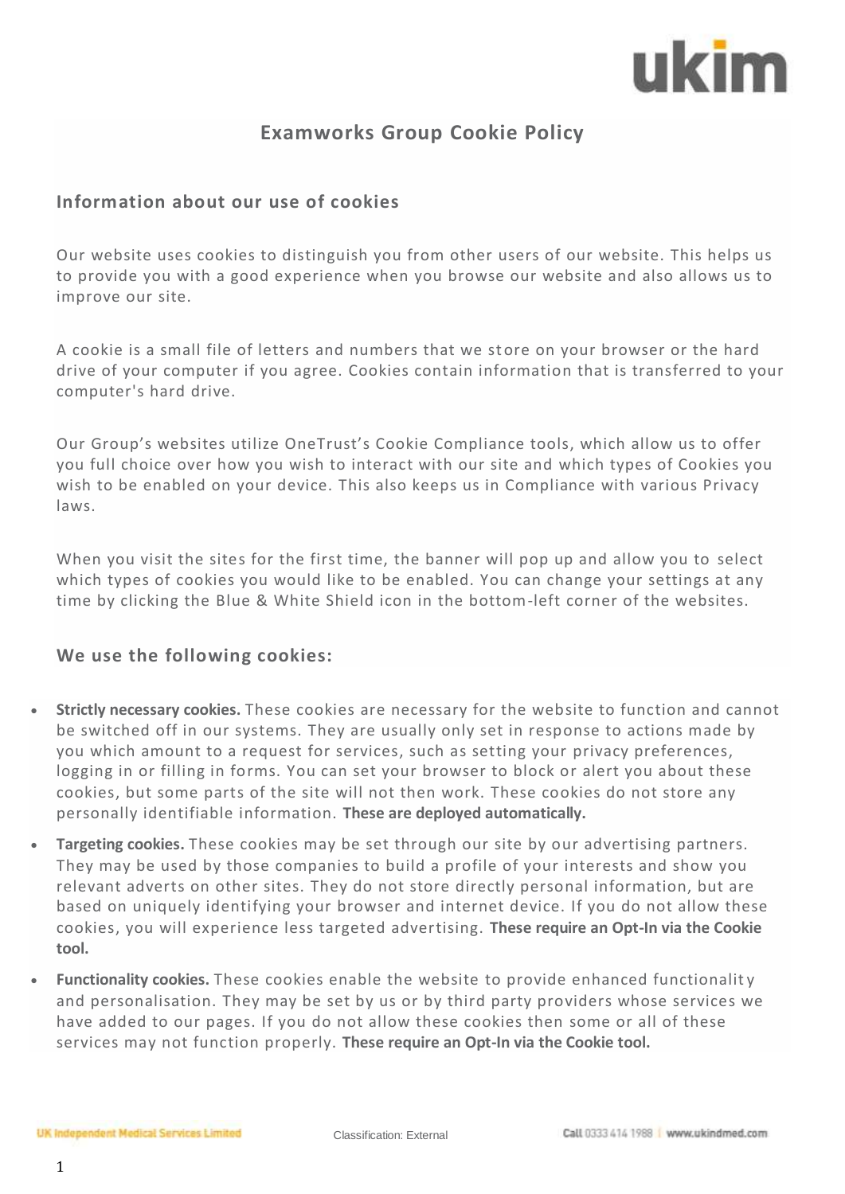# Examworks Group Cookie Policy

## Information about our use of cookies

Our website uses cookies to distinguish you from other users of our website. This helps us to provide you with a good experience when you browse our website and also allows us to improve our site.

A cookie is a small file of letters and numbers that we store on your browser or the hard drive of your computer if you agree. Cookies contain information that is transferred to your computer's hard drive.

Our Group's websites utilize OneTrust's Cookie Compliance tools, which allow us to offer you full choice over how you wish to interact with our site and which types of Cookies you wish to be enabled on your device. This also keeps us in Compliance with various Privacy laws.

When you visit the sites for the first time, the banner will pop up and allow you to select which types of cookies you would like to be enabled. You can change your settings at any time by clicking the Blue & White Shield icon in the bottom-left corner of the websites.

## We use the following cookies:

- **Strictly necessary cookies.** These cookies are necessary for the website to function and cannot be switched off in our systems. They are usually only set in response to actions made by you which amount to a request for services, such as setting your privacy preferences, logging in or filling in forms. You can set your browser to block or alert you about these cookies, but some parts of the site will not then work. These cookies do not store any personally identifiable information. **These are deployed automatically.**
- **Targeting cookies.** These cookies may be set through our site by our advertising partners. They may be used by those companies to build a profile of your interests and show you relevant adverts on other sites. They do not store directly personal information, but are based on uniquely identifying your browser and internet device. If you do not allow these cookies, you will experience less targeted advertising. **These require an Opt-In via the Cookie tool.**
- **Functionality cookies.** These cookies enable the website to provide enhanced functionality and personalisation. They may be set by us or by third party providers whose services we have added to our pages. If you do not allow these cookies then some or all of these services may not function properly. **These require an Opt-In via the Cookie tool.**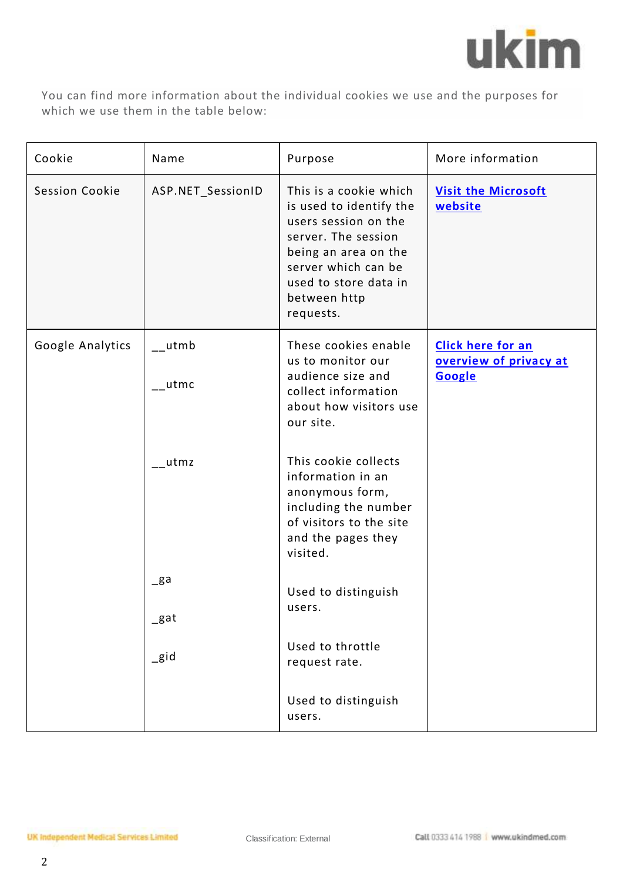You can find more information about the individual cookies we use and the purposes for which we use them in the table below:

| Cookie | Name | Purpose | More information |
| --- | --- | --- | --- |
| Session Cookie | ASP.NET_SessionID | This is a cookie which is used to identify the users session on the server. The session being an area on the server which can be used to store data in between http requests. | [Visit the Microsoft website]() |
| Google Analytics | __utmb<br><br>__utmc<br><br>__utmz<br><br>_ga<br><br>_gat<br><br>_gid | These cookies enable us to monitor our audience size and collect information about how visitors use our site.<br><br>This cookie collects information in an anonymous form, including the number of visitors to the site and the pages they visited.<br><br>Used to distinguish users.<br><br>Used to throttle request rate.<br><br>Used to distinguish users. | [Click here for an overview of privacy at Google]() |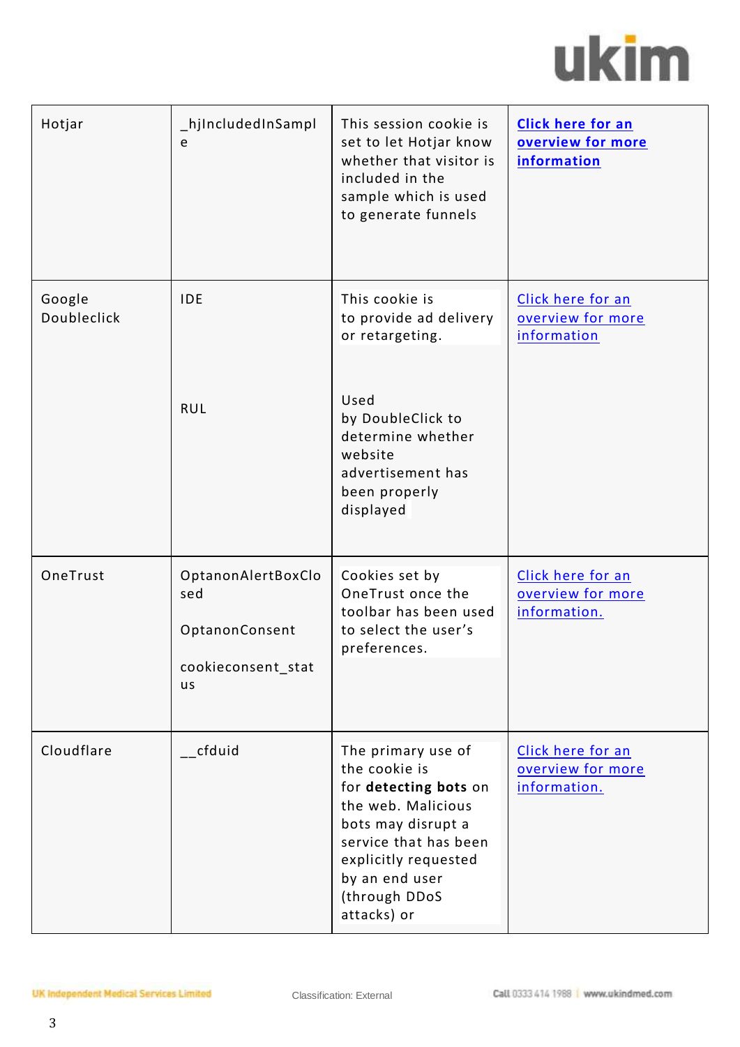| Hotjar | _hjIncludedInSample | This session cookie is set to let Hotjar know whether that visitor is included in the sample which is used to generate funnels | **Click here for an overview for more information** |
|---|---|---|---|
| Google Doubleclick | IDE<br><br>RUL | This cookie is to provide ad delivery or retargeting.<br><br>Used by DoubleClick to determine whether website advertisement has been properly displayed | Click here for an overview for more information |
| OneTrust | OptanonAlertBoxClosed<br><br>OptanonConsent<br><br>cookieconsent_status | Cookies set by OneTrust once the toolbar has been used to select the user's preferences. | Click here for an overview for more information. |
| Cloudflare | __cfduid | The primary use of the cookie is for **detecting bots** on the web. Malicious bots may disrupt a service that has been explicitly requested by an end user (through DDoS attacks) or | Click here for an overview for more information. |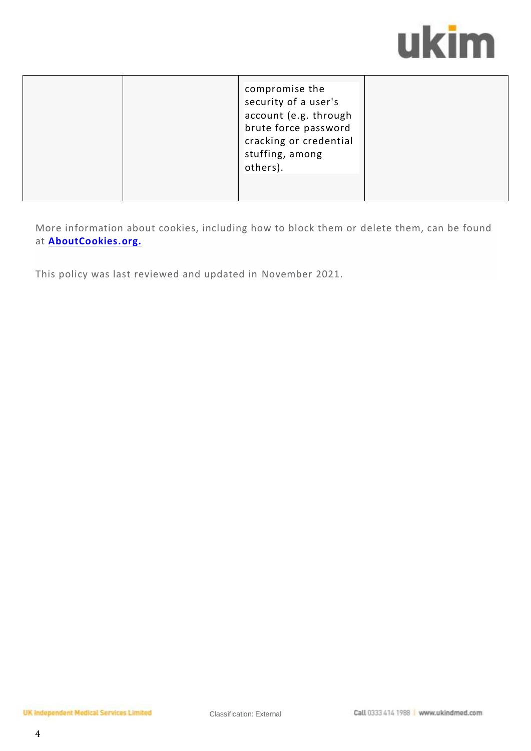| | | | |
|---|---|---|---|
| | | compromise the security of a user's account (e.g. through brute force password cracking or credential stuffing, among others). | |

More information about cookies, including how to block them or delete them, can be found at **AboutCookies.org.**

This policy was last reviewed and updated in November 2021.